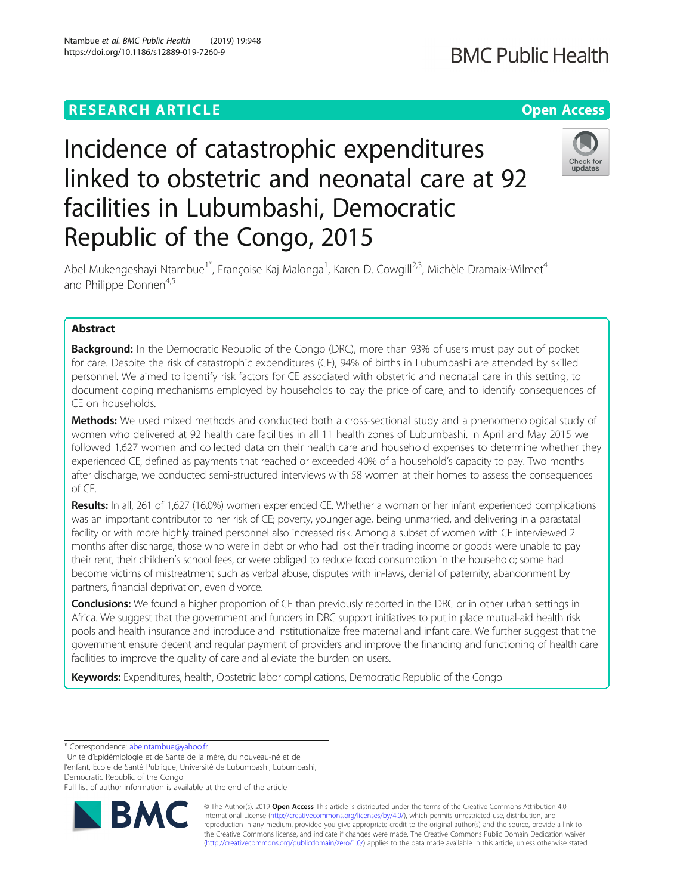RESEARCH ARTICLE

Open Access

# Incidence of catastrophic expenditures linked to obstetric and neonatal care at 92 facilities in Lubumbashi, Democratic Republic of the Congo, 2015

Abel Mukengeshayi Ntambue[1*], Françoise Kaj Malonga[1], Karen D. Cowgill[2,3], Michèle Dramaix-Wilmet[4] and Philippe Donnen[4,5]

## Abstract

**Background:** In the Democratic Republic of the Congo (DRC), more than 93% of users must pay out of pocket for care. Despite the risk of catastrophic expenditures (CE), 94% of births in Lubumbashi are attended by skilled personnel. We aimed to identify risk factors for CE associated with obstetric and neonatal care in this setting, to document coping mechanisms employed by households to pay the price of care, and to identify consequences of CE on households.

**Methods:** We used mixed methods and conducted both a cross-sectional study and a phenomenological study of women who delivered at 92 health care facilities in all 11 health zones of Lubumbashi. In April and May 2015 we followed 1,627 women and collected data on their health care and household expenses to determine whether they experienced CE, defined as payments that reached or exceeded 40% of a household's capacity to pay. Two months after discharge, we conducted semi-structured interviews with 58 women at their homes to assess the consequences of CE.

**Results:** In all, 261 of 1,627 (16.0%) women experienced CE. Whether a woman or her infant experienced complications was an important contributor to her risk of CE; poverty, younger age, being unmarried, and delivering in a parastatal facility or with more highly trained personnel also increased risk. Among a subset of women with CE interviewed 2 months after discharge, those who were in debt or who had lost their trading income or goods were unable to pay their rent, their children's school fees, or were obliged to reduce food consumption in the household; some had become victims of mistreatment such as verbal abuse, disputes with in-laws, denial of paternity, abandonment by partners, financial deprivation, even divorce.

**Conclusions:** We found a higher proportion of CE than previously reported in the DRC or in other urban settings in Africa. We suggest that the government and funders in DRC support initiatives to put in place mutual-aid health risk pools and health insurance and introduce and institutionalize free maternal and infant care. We further suggest that the government ensure decent and regular payment of providers and improve the financing and functioning of health care facilities to improve the quality of care and alleviate the burden on users.

**Keywords:** Expenditures, health, Obstetric labor complications, Democratic Republic of the Congo

---

\* Correspondence: abelntambue@yahoo.fr

[1]Unité d'Épidémiologie et de Santé de la mère, du nouveau-né et de l'enfant, École de Santé Publique, Université de Lubumbashi, Lubumbashi, Democratic Republic of the Congo

Full list of author information is available at the end of the article

© The Author(s). 2019 **Open Access** This article is distributed under the terms of the Creative Commons Attribution 4.0 International License (http://creativecommons.org/licenses/by/4.0/), which permits unrestricted use, distribution, and reproduction in any medium, provided you give appropriate credit to the original author(s) and the source, provide a link to the Creative Commons license, and indicate if changes were made. The Creative Commons Public Domain Dedication waiver (http://creativecommons.org/publicdomain/zero/1.0/) applies to the data made available in this article, unless otherwise stated.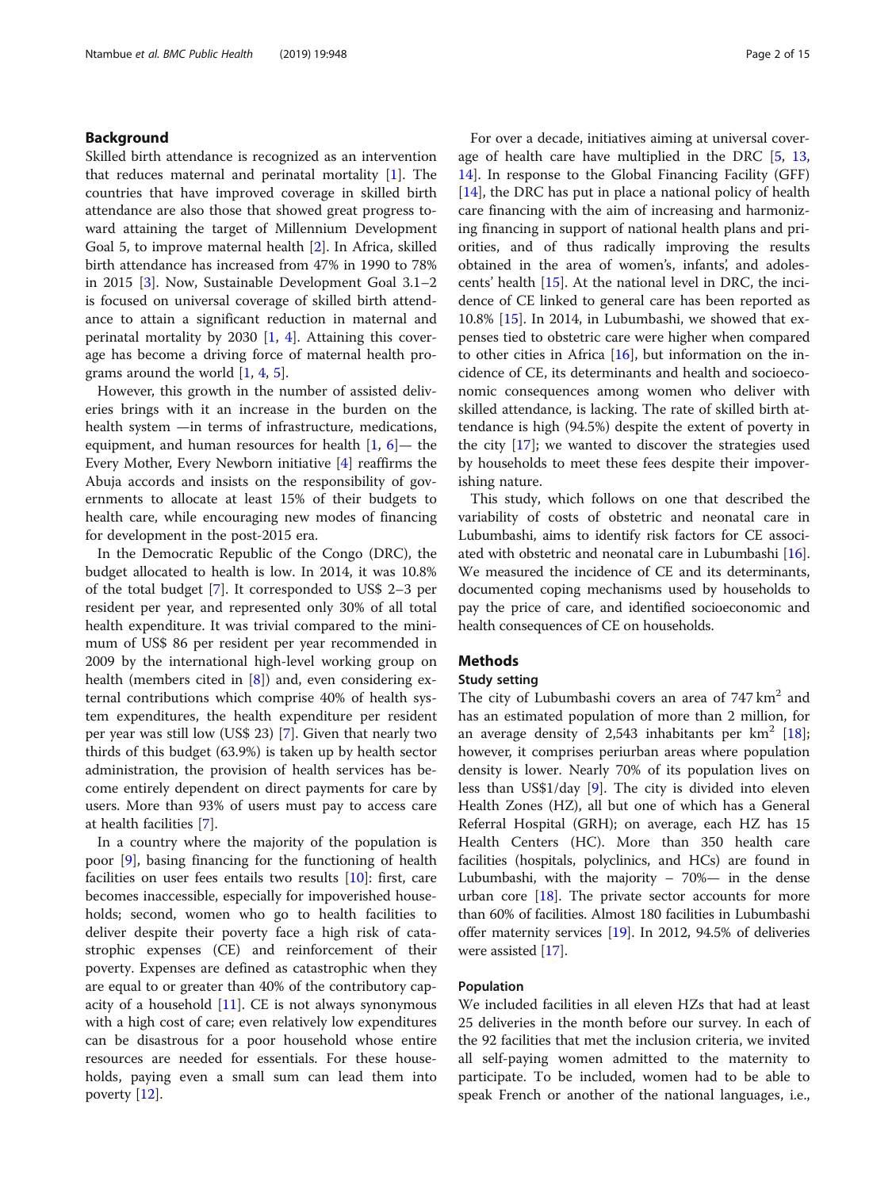## Background

Skilled birth attendance is recognized as an intervention that reduces maternal and perinatal mortality [1]. The countries that have improved coverage in skilled birth attendance are also those that showed great progress toward attaining the target of Millennium Development Goal 5, to improve maternal health [2]. In Africa, skilled birth attendance has increased from 47% in 1990 to 78% in 2015 [3]. Now, Sustainable Development Goal 3.1–2 is focused on universal coverage of skilled birth attendance to attain a significant reduction in maternal and perinatal mortality by 2030 [1, 4]. Attaining this coverage has become a driving force of maternal health programs around the world [1, 4, 5].

However, this growth in the number of assisted deliveries brings with it an increase in the burden on the health system —in terms of infrastructure, medications, equipment, and human resources for health [1, 6]— the Every Mother, Every Newborn initiative [4] reaffirms the Abuja accords and insists on the responsibility of governments to allocate at least 15% of their budgets to health care, while encouraging new modes of financing for development in the post-2015 era.

In the Democratic Republic of the Congo (DRC), the budget allocated to health is low. In 2014, it was 10.8% of the total budget [7]. It corresponded to US$ 2–3 per resident per year, and represented only 30% of all total health expenditure. It was trivial compared to the minimum of US$ 86 per resident per year recommended in 2009 by the international high-level working group on health (members cited in [8]) and, even considering external contributions which comprise 40% of health system expenditures, the health expenditure per resident per year was still low (US$ 23) [7]. Given that nearly two thirds of this budget (63.9%) is taken up by health sector administration, the provision of health services has become entirely dependent on direct payments for care by users. More than 93% of users must pay to access care at health facilities [7].

In a country where the majority of the population is poor [9], basing financing for the functioning of health facilities on user fees entails two results [10]: first, care becomes inaccessible, especially for impoverished households; second, women who go to health facilities to deliver despite their poverty face a high risk of catastrophic expenses (CE) and reinforcement of their poverty. Expenses are defined as catastrophic when they are equal to or greater than 40% of the contributory capacity of a household [11]. CE is not always synonymous with a high cost of care; even relatively low expenditures can be disastrous for a poor household whose entire resources are needed for essentials. For these households, paying even a small sum can lead them into poverty [12].

For over a decade, initiatives aiming at universal coverage of health care have multiplied in the DRC [5, 13, 14]. In response to the Global Financing Facility (GFF) [14], the DRC has put in place a national policy of health care financing with the aim of increasing and harmonizing financing in support of national health plans and priorities, and of thus radically improving the results obtained in the area of women's, infants', and adolescents' health [15]. At the national level in DRC, the incidence of CE linked to general care has been reported as 10.8% [15]. In 2014, in Lubumbashi, we showed that expenses tied to obstetric care were higher when compared to other cities in Africa [16], but information on the incidence of CE, its determinants and health and socioeconomic consequences among women who deliver with skilled attendance, is lacking. The rate of skilled birth attendance is high (94.5%) despite the extent of poverty in the city [17]; we wanted to discover the strategies used by households to meet these fees despite their impoverishing nature.

This study, which follows on one that described the variability of costs of obstetric and neonatal care in Lubumbashi, aims to identify risk factors for CE associated with obstetric and neonatal care in Lubumbashi [16]. We measured the incidence of CE and its determinants, documented coping mechanisms used by households to pay the price of care, and identified socioeconomic and health consequences of CE on households.

## Methods

### Study setting

The city of Lubumbashi covers an area of 747 km$^2$ and has an estimated population of more than 2 million, for an average density of 2,543 inhabitants per km$^2$ [18]; however, it comprises periurban areas where population density is lower. Nearly 70% of its population lives on less than US$1/day [9]. The city is divided into eleven Health Zones (HZ), all but one of which has a General Referral Hospital (GRH); on average, each HZ has 15 Health Centers (HC). More than 350 health care facilities (hospitals, polyclinics, and HCs) are found in Lubumbashi, with the majority – 70%— in the dense urban core [18]. The private sector accounts for more than 60% of facilities. Almost 180 facilities in Lubumbashi offer maternity services [19]. In 2012, 94.5% of deliveries were assisted [17].

### Population

We included facilities in all eleven HZs that had at least 25 deliveries in the month before our survey. In each of the 92 facilities that met the inclusion criteria, we invited all self-paying women admitted to the maternity to participate. To be included, women had to be able to speak French or another of the national languages, i.e.,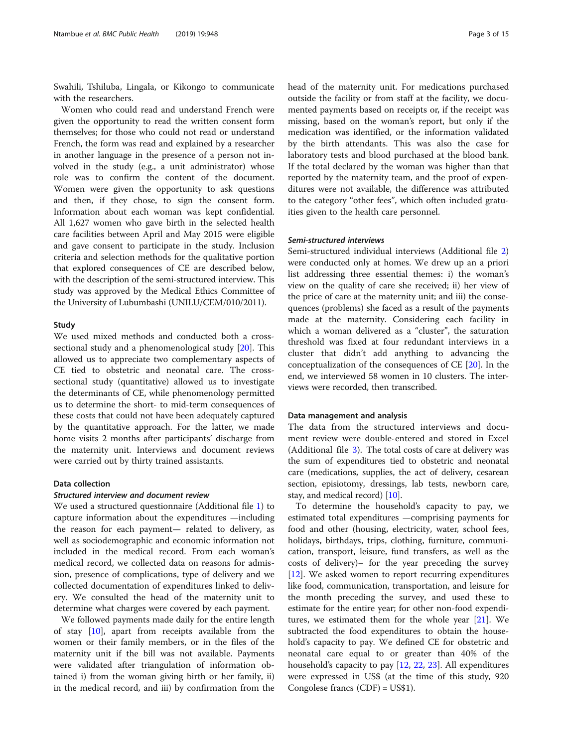Swahili, Tshiluba, Lingala, or Kikongo to communicate with the researchers.

Women who could read and understand French were given the opportunity to read the written consent form themselves; for those who could not read or understand French, the form was read and explained by a researcher in another language in the presence of a person not involved in the study (e.g., a unit administrator) whose role was to confirm the content of the document. Women were given the opportunity to ask questions and then, if they chose, to sign the consent form. Information about each woman was kept confidential. All 1,627 women who gave birth in the selected health care facilities between April and May 2015 were eligible and gave consent to participate in the study. Inclusion criteria and selection methods for the qualitative portion that explored consequences of CE are described below, with the description of the semi-structured interview. This study was approved by the Medical Ethics Committee of the University of Lubumbashi (UNILU/CEM/010/2011).

## Study

We used mixed methods and conducted both a cross-sectional study and a phenomenological study [20]. This allowed us to appreciate two complementary aspects of CE tied to obstetric and neonatal care. The cross-sectional study (quantitative) allowed us to investigate the determinants of CE, while phenomenology permitted us to determine the short- to mid-term consequences of these costs that could not have been adequately captured by the quantitative approach. For the latter, we made home visits 2 months after participants' discharge from the maternity unit. Interviews and document reviews were carried out by thirty trained assistants.

## Data collection

### *Structured interview and document review*

We used a structured questionnaire (Additional file 1) to capture information about the expenditures —including the reason for each payment— related to delivery, as well as sociodemographic and economic information not included in the medical record. From each woman's medical record, we collected data on reasons for admission, presence of complications, type of delivery and we collected documentation of expenditures linked to delivery. We consulted the head of the maternity unit to determine what charges were covered by each payment.

We followed payments made daily for the entire length of stay [10], apart from receipts available from the women or their family members, or in the files of the maternity unit if the bill was not available. Payments were validated after triangulation of information obtained i) from the woman giving birth or her family, ii) in the medical record, and iii) by confirmation from the head of the maternity unit. For medications purchased outside the facility or from staff at the facility, we documented payments based on receipts or, if the receipt was missing, based on the woman's report, but only if the medication was identified, or the information validated by the birth attendants. This was also the case for laboratory tests and blood purchased at the blood bank. If the total declared by the woman was higher than that reported by the maternity team, and the proof of expenditures were not available, the difference was attributed to the category "other fees", which often included gratuities given to the health care personnel.

### *Semi-structured interviews*

Semi-structured individual interviews (Additional file 2) were conducted only at homes. We drew up an a priori list addressing three essential themes: i) the woman's view on the quality of care she received; ii) her view of the price of care at the maternity unit; and iii) the consequences (problems) she faced as a result of the payments made at the maternity. Considering each facility in which a woman delivered as a "cluster", the saturation threshold was fixed at four redundant interviews in a cluster that didn't add anything to advancing the conceptualization of the consequences of CE [20]. In the end, we interviewed 58 women in 10 clusters. The interviews were recorded, then transcribed.

## Data management and analysis

The data from the structured interviews and document review were double-entered and stored in Excel (Additional file 3). The total costs of care at delivery was the sum of expenditures tied to obstetric and neonatal care (medications, supplies, the act of delivery, cesarean section, episiotomy, dressings, lab tests, newborn care, stay, and medical record) [10].

To determine the household's capacity to pay, we estimated total expenditures —comprising payments for food and other (housing, electricity, water, school fees, holidays, birthdays, trips, clothing, furniture, communication, transport, leisure, fund transfers, as well as the costs of delivery)– for the year preceding the survey [12]. We asked women to report recurring expenditures like food, communication, transportation, and leisure for the month preceding the survey, and used these to estimate for the entire year; for other non-food expenditures, we estimated them for the whole year [21]. We subtracted the food expenditures to obtain the household's capacity to pay. We defined CE for obstetric and neonatal care equal to or greater than 40% of the household's capacity to pay [12, 22, 23]. All expenditures were expressed in US$ (at the time of this study, 920 Congolese francs (CDF) = US$1).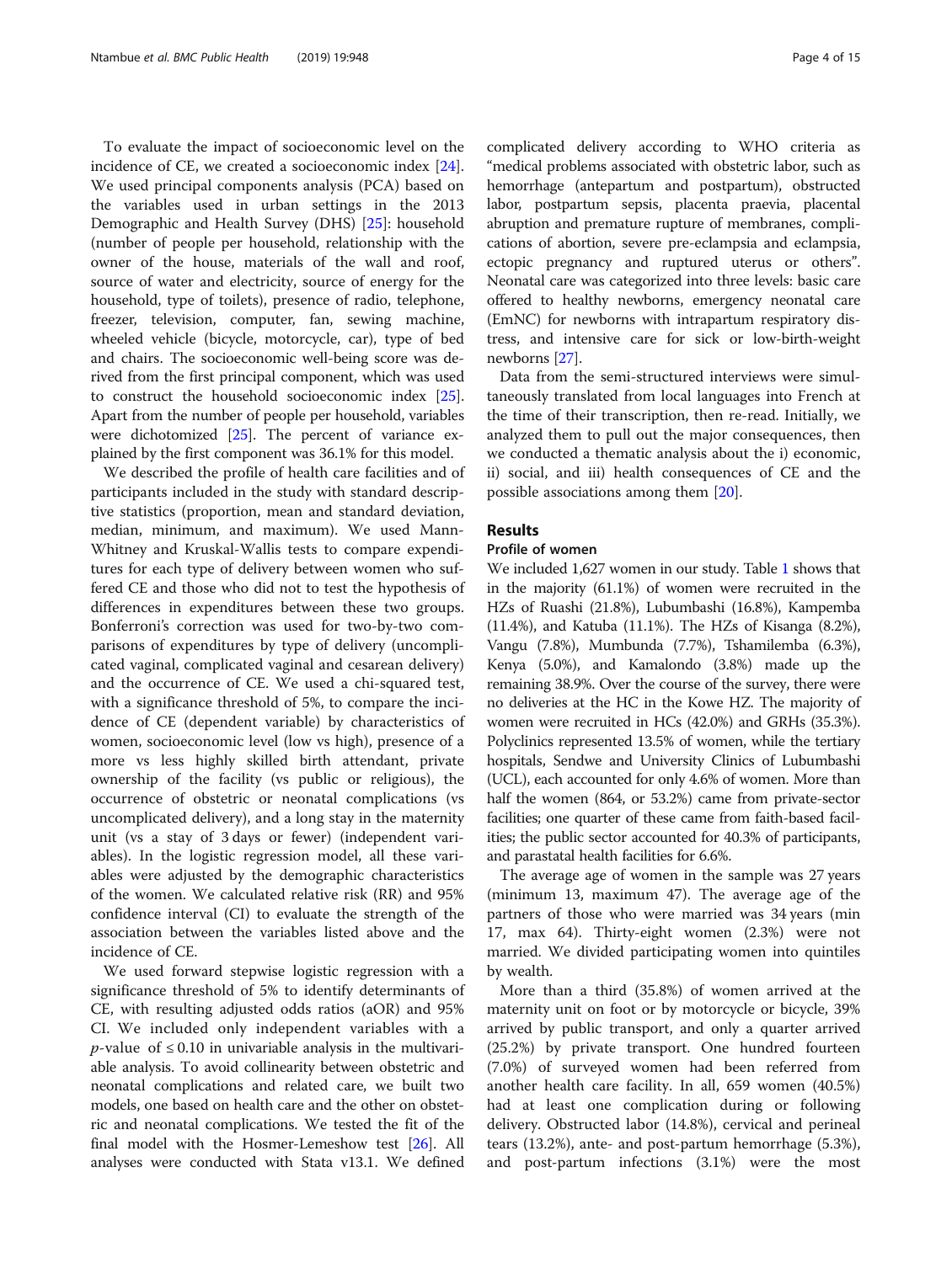To evaluate the impact of socioeconomic level on the incidence of CE, we created a socioeconomic index [24]. We used principal components analysis (PCA) based on the variables used in urban settings in the 2013 Demographic and Health Survey (DHS) [25]: household (number of people per household, relationship with the owner of the house, materials of the wall and roof, source of water and electricity, source of energy for the household, type of toilets), presence of radio, telephone, freezer, television, computer, fan, sewing machine, wheeled vehicle (bicycle, motorcycle, car), type of bed and chairs. The socioeconomic well-being score was derived from the first principal component, which was used to construct the household socioeconomic index [25]. Apart from the number of people per household, variables were dichotomized [25]. The percent of variance explained by the first component was 36.1% for this model.

We described the profile of health care facilities and of participants included in the study with standard descriptive statistics (proportion, mean and standard deviation, median, minimum, and maximum). We used Mann-Whitney and Kruskal-Wallis tests to compare expenditures for each type of delivery between women who suffered CE and those who did not to test the hypothesis of differences in expenditures between these two groups. Bonferroni's correction was used for two-by-two comparisons of expenditures by type of delivery (uncomplicated vaginal, complicated vaginal and cesarean delivery) and the occurrence of CE. We used a chi-squared test, with a significance threshold of 5%, to compare the incidence of CE (dependent variable) by characteristics of women, socioeconomic level (low vs high), presence of a more vs less highly skilled birth attendant, private ownership of the facility (vs public or religious), the occurrence of obstetric or neonatal complications (vs uncomplicated delivery), and a long stay in the maternity unit (vs a stay of 3 days or fewer) (independent variables). In the logistic regression model, all these variables were adjusted by the demographic characteristics of the women. We calculated relative risk (RR) and 95% confidence interval (CI) to evaluate the strength of the association between the variables listed above and the incidence of CE.

We used forward stepwise logistic regression with a significance threshold of 5% to identify determinants of CE, with resulting adjusted odds ratios (aOR) and 95% CI. We included only independent variables with a $p$-value of $\leq 0.10$ in univariable analysis in the multivariable analysis. To avoid collinearity between obstetric and neonatal complications and related care, we built two models, one based on health care and the other on obstetric and neonatal complications. We tested the fit of the final model with the Hosmer-Lemeshow test [26]. All analyses were conducted with Stata v13.1. We defined complicated delivery according to WHO criteria as "medical problems associated with obstetric labor, such as hemorrhage (antepartum and postpartum), obstructed labor, postpartum sepsis, placenta praevia, placental abruption and premature rupture of membranes, complications of abortion, severe pre-eclampsia and eclampsia, ectopic pregnancy and ruptured uterus or others". Neonatal care was categorized into three levels: basic care offered to healthy newborns, emergency neonatal care (EmNC) for newborns with intrapartum respiratory distress, and intensive care for sick or low-birth-weight newborns [27].

Data from the semi-structured interviews were simultaneously translated from local languages into French at the time of their transcription, then re-read. Initially, we analyzed them to pull out the major consequences, then we conducted a thematic analysis about the i) economic, ii) social, and iii) health consequences of CE and the possible associations among them [20].

## Results

### Profile of women

We included 1,627 women in our study. Table 1 shows that in the majority (61.1%) of women were recruited in the HZs of Ruashi (21.8%), Lubumbashi (16.8%), Kampemba (11.4%), and Katuba (11.1%). The HZs of Kisanga (8.2%), Vangu (7.8%), Mumbunda (7.7%), Tshamilemba (6.3%), Kenya (5.0%), and Kamalondo (3.8%) made up the remaining 38.9%. Over the course of the survey, there were no deliveries at the HC in the Kowe HZ. The majority of women were recruited in HCs (42.0%) and GRHs (35.3%). Polyclinics represented 13.5% of women, while the tertiary hospitals, Sendwe and University Clinics of Lubumbashi (UCL), each accounted for only 4.6% of women. More than half the women (864, or 53.2%) came from private-sector facilities; one quarter of these came from faith-based facilities; the public sector accounted for 40.3% of participants, and parastatal health facilities for 6.6%.

The average age of women in the sample was 27 years (minimum 13, maximum 47). The average age of the partners of those who were married was 34 years (min 17, max 64). Thirty-eight women (2.3%) were not married. We divided participating women into quintiles by wealth.

More than a third (35.8%) of women arrived at the maternity unit on foot or by motorcycle or bicycle, 39% arrived by public transport, and only a quarter arrived (25.2%) by private transport. One hundred fourteen (7.0%) of surveyed women had been referred from another health care facility. In all, 659 women (40.5%) had at least one complication during or following delivery. Obstructed labor (14.8%), cervical and perineal tears (13.2%), ante- and post-partum hemorrhage (5.3%), and post-partum infections (3.1%) were the most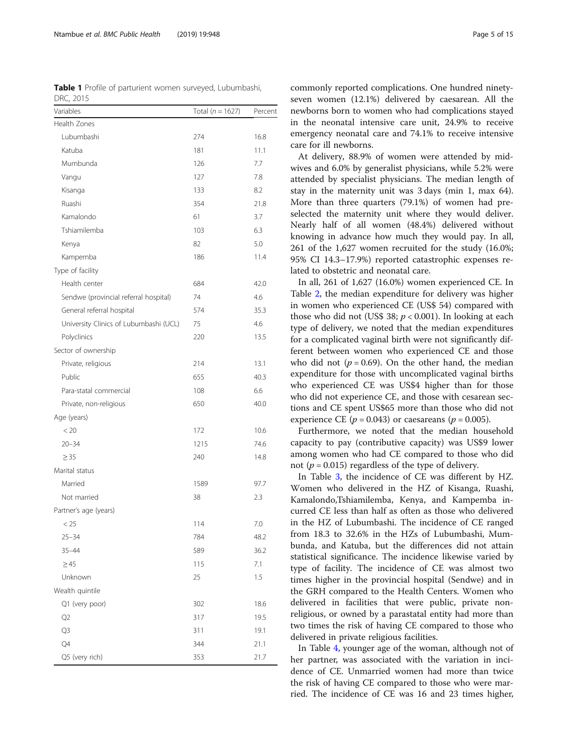**Table 1** Profile of parturient women surveyed, Lubumbashi, DRC, 2015

| Variables | Total ($n = 1627$) | Percent |
|---|---|---|
| Health Zones | | |
| Lubumbashi | 274 | 16.8 |
| Katuba | 181 | 11.1 |
| Mumbunda | 126 | 7.7 |
| Vangu | 127 | 7.8 |
| Kisanga | 133 | 8.2 |
| Ruashi | 354 | 21.8 |
| Kamalondo | 61 | 3.7 |
| Tshiamilemba | 103 | 6.3 |
| Kenya | 82 | 5.0 |
| Kampemba | 186 | 11.4 |
| Type of facility | | |
| Health center | 684 | 42.0 |
| Sendwe (provincial referral hospital) | 74 | 4.6 |
| General referral hospital | 574 | 35.3 |
| University Clinics of Lubumbashi (UCL) | 75 | 4.6 |
| Polyclinics | 220 | 13.5 |
| Sector of ownership | | |
| Private, religious | 214 | 13.1 |
| Public | 655 | 40.3 |
| Para-statal commercial | 108 | 6.6 |
| Private, non-religious | 650 | 40.0 |
| Age (years) | | |
| < 20 | 172 | 10.6 |
| 20–34 | 1215 | 74.6 |
| ≥ 35 | 240 | 14.8 |
| Marital status | | |
| Married | 1589 | 97.7 |
| Not married | 38 | 2.3 |
| Partner's age (years) | | |
| < 25 | 114 | 7.0 |
| 25–34 | 784 | 48.2 |
| 35–44 | 589 | 36.2 |
| ≥ 45 | 115 | 7.1 |
| Unknown | 25 | 1.5 |
| Wealth quintile | | |
| Q1 (very poor) | 302 | 18.6 |
| Q2 | 317 | 19.5 |
| Q3 | 311 | 19.1 |
| Q4 | 344 | 21.1 |
| Q5 (very rich) | 353 | 21.7 |

commonly reported complications. One hundred ninety-seven women (12.1%) delivered by caesarean. All the newborns born to women who had complications stayed in the neonatal intensive care unit, 24.9% to receive emergency neonatal care and 74.1% to receive intensive care for ill newborns.

At delivery, 88.9% of women were attended by midwives and 6.0% by generalist physicians, while 5.2% were attended by specialist physicians. The median length of stay in the maternity unit was 3 days (min 1, max 64). More than three quarters (79.1%) of women had preselected the maternity unit where they would deliver. Nearly half of all women (48.4%) delivered without knowing in advance how much they would pay. In all, 261 of the 1,627 women recruited for the study (16.0%; 95% CI 14.3–17.9%) reported catastrophic expenses related to obstetric and neonatal care.

In all, 261 of 1,627 (16.0%) women experienced CE. In Table 2, the median expenditure for delivery was higher in women who experienced CE (US$ 54) compared with those who did not (US$ 38; $p < 0.001$). In looking at each type of delivery, we noted that the median expenditures for a complicated vaginal birth were not significantly different between women who experienced CE and those who did not ($p = 0.69$). On the other hand, the median expenditure for those with uncomplicated vaginal births who experienced CE was US$4 higher than for those who did not experience CE, and those with cesarean sections and CE spent US$65 more than those who did not experience CE ($p = 0.043$) or caesareans ($p = 0.005$).

Furthermore, we noted that the median household capacity to pay (contributive capacity) was US$9 lower among women who had CE compared to those who did not ($p = 0.015$) regardless of the type of delivery.

In Table 3, the incidence of CE was different by HZ. Women who delivered in the HZ of Kisanga, Ruashi, Kamalondo,Tshiamilemba, Kenya, and Kampemba incurred CE less than half as often as those who delivered in the HZ of Lubumbashi. The incidence of CE ranged from 18.3 to 32.6% in the HZs of Lubumbashi, Mumbunda, and Katuba, but the differences did not attain statistical significance. The incidence likewise varied by type of facility. The incidence of CE was almost two times higher in the provincial hospital (Sendwe) and in the GRH compared to the Health Centers. Women who delivered in facilities that were public, private non-religious, or owned by a parastatal entity had more than two times the risk of having CE compared to those who delivered in private religious facilities.

In Table 4, younger age of the woman, although not of her partner, was associated with the variation in incidence of CE. Unmarried women had more than twice the risk of having CE compared to those who were married. The incidence of CE was 16 and 23 times higher,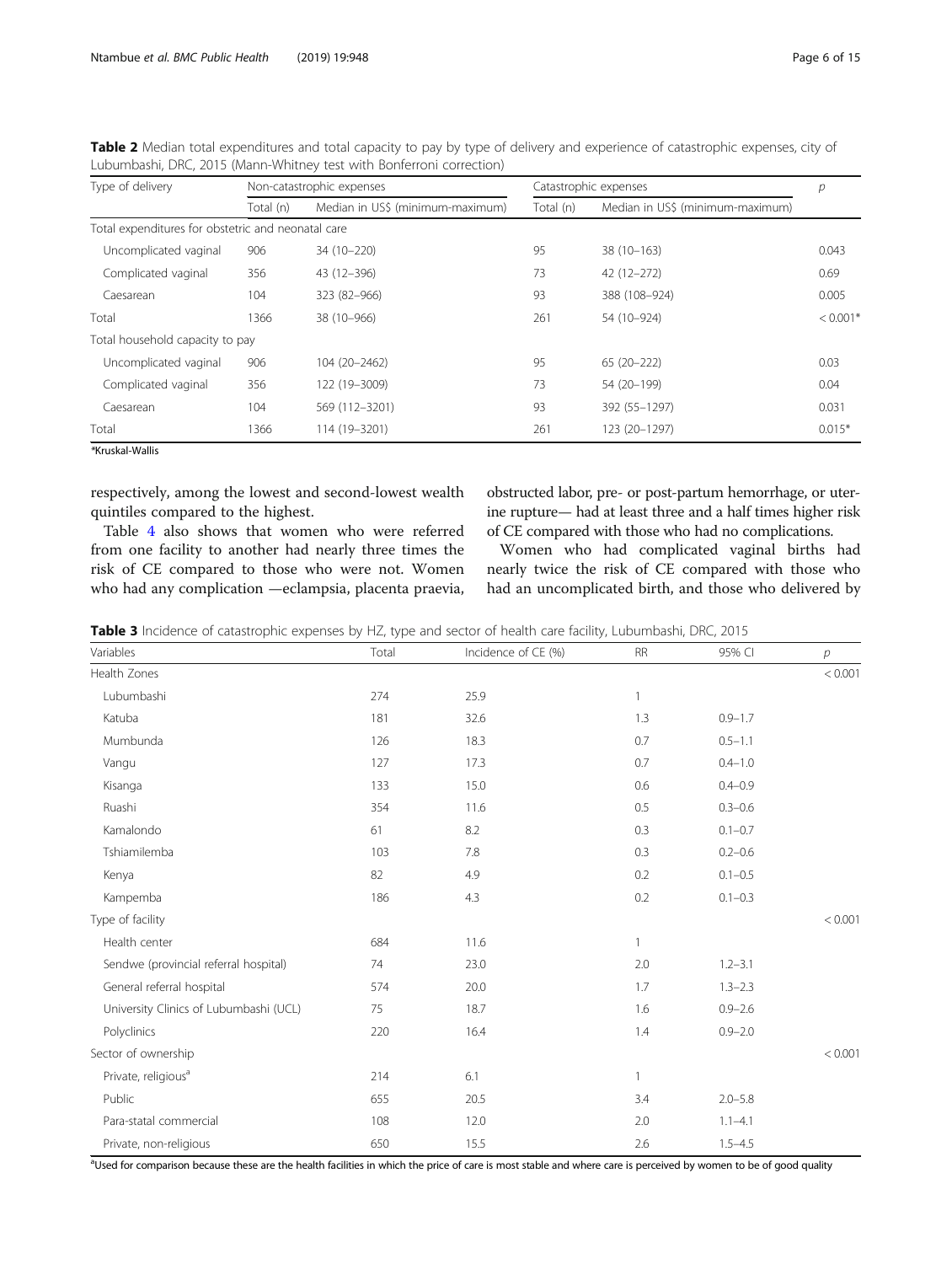**Table 2** Median total expenditures and total capacity to pay by type of delivery and experience of catastrophic expenses, city of Lubumbashi, DRC, 2015 (Mann-Whitney test with Bonferroni correction)

| Type of delivery | Non-catastrophic expenses | | Catastrophic expenses | | p |
|---|---|---|---|---|---|
| | Total (n) | Median in US$ (minimum-maximum) | Total (n) | Median in US$ (minimum-maximum) | |
| Total expenditures for obstetric and neonatal care | | | | | |
| Uncomplicated vaginal | 906 | 34 (10–220) | 95 | 38 (10–163) | 0.043 |
| Complicated vaginal | 356 | 43 (12–396) | 73 | 42 (12–272) | 0.69 |
| Caesarean | 104 | 323 (82–966) | 93 | 388 (108–924) | 0.005 |
| Total | 1366 | 38 (10–966) | 261 | 54 (10–924) | < 0.001* |
| Total household capacity to pay | | | | | |
| Uncomplicated vaginal | 906 | 104 (20–2462) | 95 | 65 (20–222) | 0.03 |
| Complicated vaginal | 356 | 122 (19–3009) | 73 | 54 (20–199) | 0.04 |
| Caesarean | 104 | 569 (112–3201) | 93 | 392 (55–1297) | 0.031 |
| Total | 1366 | 114 (19–3201) | 261 | 123 (20–1297) | 0.015* |

*Kruskal-Wallis

respectively, among the lowest and second-lowest wealth quintiles compared to the highest.

Table 4 also shows that women who were referred from one facility to another had nearly three times the risk of CE compared to those who were not. Women who had any complication —eclampsia, placenta praevia, obstructed labor, pre- or post-partum hemorrhage, or uterine rupture— had at least three and a half times higher risk of CE compared with those who had no complications.

Women who had complicated vaginal births had nearly twice the risk of CE compared with those who had an uncomplicated birth, and those who delivered by

**Table 3** Incidence of catastrophic expenses by HZ, type and sector of health care facility, Lubumbashi, DRC, 2015

| Variables | Total | Incidence of CE (%) | RR | 95% CI | p |
|---|---|---|---|---|---|
| Health Zones | | | | | < 0.001 |
| Lubumbashi | 274 | 25.9 | 1 | | |
| Katuba | 181 | 32.6 | 1.3 | 0.9–1.7 | |
| Mumbunda | 126 | 18.3 | 0.7 | 0.5–1.1 | |
| Vangu | 127 | 17.3 | 0.7 | 0.4–1.0 | |
| Kisanga | 133 | 15.0 | 0.6 | 0.4–0.9 | |
| Ruashi | 354 | 11.6 | 0.5 | 0.3–0.6 | |
| Kamalondo | 61 | 8.2 | 0.3 | 0.1–0.7 | |
| Tshiamilemba | 103 | 7.8 | 0.3 | 0.2–0.6 | |
| Kenya | 82 | 4.9 | 0.2 | 0.1–0.5 | |
| Kampemba | 186 | 4.3 | 0.2 | 0.1–0.3 | |
| Type of facility | | | | | < 0.001 |
| Health center | 684 | 11.6 | 1 | | |
| Sendwe (provincial referral hospital) | 74 | 23.0 | 2.0 | 1.2–3.1 | |
| General referral hospital | 574 | 20.0 | 1.7 | 1.3–2.3 | |
| University Clinics of Lubumbashi (UCL) | 75 | 18.7 | 1.6 | 0.9–2.6 | |
| Polyclinics | 220 | 16.4 | 1.4 | 0.9–2.0 | |
| Sector of ownership | | | | | < 0.001 |
| Private, religious[a] | 214 | 6.1 | 1 | | |
| Public | 655 | 20.5 | 3.4 | 2.0–5.8 | |
| Para-statal commercial | 108 | 12.0 | 2.0 | 1.1–4.1 | |
| Private, non-religious | 650 | 15.5 | 2.6 | 1.5–4.5 | |

[a]Used for comparison because these are the health facilities in which the price of care is most stable and where care is perceived by women to be of good quality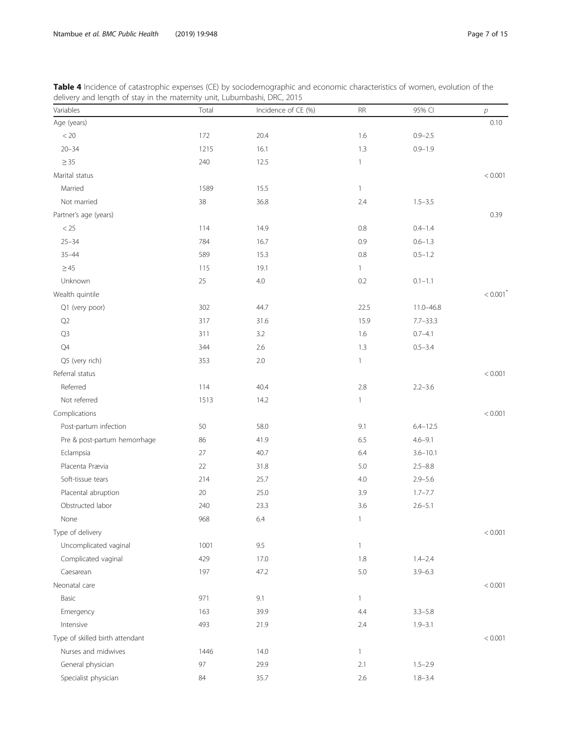**Table 4** Incidence of catastrophic expenses (CE) by sociodemographic and economic characteristics of women, evolution of the delivery and length of stay in the maternity unit, Lubumbashi, DRC, 2015

| Variables | Total | Incidence of CE (%) | RR | 95% CI | *p* |
|---|---|---|---|---|---|
| Age (years) | | | | | 0.10 |
| < 20 | 172 | 20.4 | 1.6 | 0.9–2.5 | |
| 20–34 | 1215 | 16.1 | 1.3 | 0.9–1.9 | |
| ≥ 35 | 240 | 12.5 | 1 | | |
| Marital status | | | | | < 0.001 |
| Married | 1589 | 15.5 | 1 | | |
| Not married | 38 | 36.8 | 2.4 | 1.5–3.5 | |
| Partner's age (years) | | | | | 0.39 |
| < 25 | 114 | 14.9 | 0.8 | 0.4–1.4 | |
| 25–34 | 784 | 16.7 | 0.9 | 0.6–1.3 | |
| 35–44 | 589 | 15.3 | 0.8 | 0.5–1.2 | |
| ≥ 45 | 115 | 19.1 | 1 | | |
| Unknown | 25 | 4.0 | 0.2 | 0.1–1.1 | |
| Wealth quintile | | | | | < 0.001* |
| Q1 (very poor) | 302 | 44.7 | 22.5 | 11.0–46.8 | |
| Q2 | 317 | 31.6 | 15.9 | 7.7–33.3 | |
| Q3 | 311 | 3.2 | 1.6 | 0.7–4.1 | |
| Q4 | 344 | 2.6 | 1.3 | 0.5–3.4 | |
| Q5 (very rich) | 353 | 2.0 | 1 | | |
| Referral status | | | | | < 0.001 |
| Referred | 114 | 40.4 | 2.8 | 2.2–3.6 | |
| Not referred | 1513 | 14.2 | 1 | | |
| Complications | | | | | < 0.001 |
| Post-partum infection | 50 | 58.0 | 9.1 | 6.4–12.5 | |
| Pre & post-partum hemorrhage | 86 | 41.9 | 6.5 | 4.6–9.1 | |
| Eclampsia | 27 | 40.7 | 6.4 | 3.6–10.1 | |
| Placenta Prævia | 22 | 31.8 | 5.0 | 2.5–8.8 | |
| Soft-tissue tears | 214 | 25.7 | 4.0 | 2.9–5.6 | |
| Placental abruption | 20 | 25.0 | 3.9 | 1.7–7.7 | |
| Obstructed labor | 240 | 23.3 | 3.6 | 2.6–5.1 | |
| None | 968 | 6.4 | 1 | | |
| Type of delivery | | | | | < 0.001 |
| Uncomplicated vaginal | 1001 | 9.5 | 1 | | |
| Complicated vaginal | 429 | 17.0 | 1.8 | 1.4–2.4 | |
| Caesarean | 197 | 47.2 | 5.0 | 3.9–6.3 | |
| Neonatal care | | | | | < 0.001 |
| Basic | 971 | 9.1 | 1 | | |
| Emergency | 163 | 39.9 | 4.4 | 3.3–5.8 | |
| Intensive | 493 | 21.9 | 2.4 | 1.9–3.1 | |
| Type of skilled birth attendant | | | | | < 0.001 |
| Nurses and midwives | 1446 | 14.0 | 1 | | |
| General physician | 97 | 29.9 | 2.1 | 1.5–2.9 | |
| Specialist physician | 84 | 35.7 | 2.6 | 1.8–3.4 | |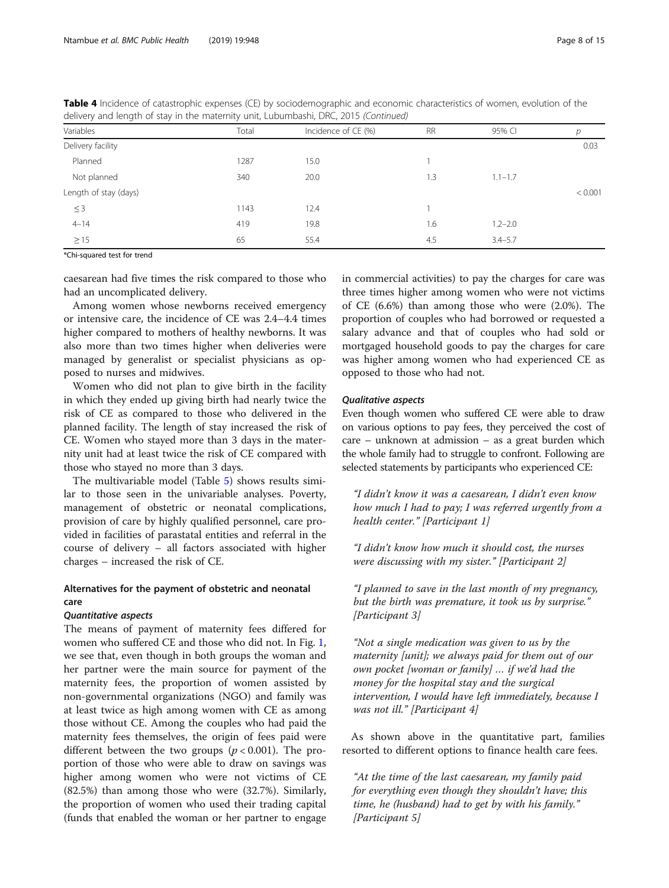**Table 4** Incidence of catastrophic expenses (CE) by sociodemographic and economic characteristics of women, evolution of the delivery and length of stay in the maternity unit, Lubumbashi, DRC, 2015 *(Continued)*

| Variables | Total | Incidence of CE (%) | RR | 95% CI | *p* |
|---|---|---|---|---|---|
| Delivery facility | | | | | 0.03 |
| Planned | 1287 | 15.0 | 1 | | |
| Not planned | 340 | 20.0 | 1.3 | 1.1–1.7 | |
| Length of stay (days) | | | | | < 0.001 |
| ≤ 3 | 1143 | 12.4 | 1 | | |
| 4–14 | 419 | 19.8 | 1.6 | 1.2–2.0 | |
| ≥ 15 | 65 | 55.4 | 4.5 | 3.4–5.7 | |

*Chi-squared test for trend

caesarean had five times the risk compared to those who had an uncomplicated delivery.

Among women whose newborns received emergency or intensive care, the incidence of CE was 2.4–4.4 times higher compared to mothers of healthy newborns. It was also more than two times higher when deliveries were managed by generalist or specialist physicians as opposed to nurses and midwives.

Women who did not plan to give birth in the facility in which they ended up giving birth had nearly twice the risk of CE as compared to those who delivered in the planned facility. The length of stay increased the risk of CE. Women who stayed more than 3 days in the maternity unit had at least twice the risk of CE compared with those who stayed no more than 3 days.

The multivariable model (Table 5) shows results similar to those seen in the univariable analyses. Poverty, management of obstetric or neonatal complications, provision of care by highly qualified personnel, care provided in facilities of parastatal entities and referral in the course of delivery – all factors associated with higher charges – increased the risk of CE.

## Alternatives for the payment of obstetric and neonatal care

### *Quantitative aspects*

The means of payment of maternity fees differed for women who suffered CE and those who did not. In Fig. 1, we see that, even though in both groups the woman and her partner were the main source for payment of the maternity fees, the proportion of women assisted by non-governmental organizations (NGO) and family was at least twice as high among women with CE as among those without CE. Among the couples who had paid the maternity fees themselves, the origin of fees paid were different between the two groups ($p < 0.001$). The proportion of those who were able to draw on savings was higher among women who were not victims of CE (82.5%) than among those who were (32.7%). Similarly, the proportion of women who used their trading capital (funds that enabled the woman or her partner to engage in commercial activities) to pay the charges for care was three times higher among women who were not victims of CE (6.6%) than among those who were (2.0%). The proportion of couples who had borrowed or requested a salary advance and that of couples who had sold or mortgaged household goods to pay the charges for care was higher among women who had experienced CE as opposed to those who had not.

### *Qualitative aspects*

Even though women who suffered CE were able to draw on various options to pay fees, they perceived the cost of care – unknown at admission – as a great burden which the whole family had to struggle to confront. Following are selected statements by participants who experienced CE:

> *"I didn't know it was a caesarean, I didn't even know how much I had to pay; I was referred urgently from a health center." [Participant 1]*

> *"I didn't know how much it should cost, the nurses were discussing with my sister." [Participant 2]*

> *"I planned to save in the last month of my pregnancy, but the birth was premature, it took us by surprise." [Participant 3]*

> *"Not a single medication was given to us by the maternity [unit]; we always paid for them out of our own pocket [woman or family] … if we'd had the money for the hospital stay and the surgical intervention, I would have left immediately, because I was not ill." [Participant 4]*

As shown above in the quantitative part, families resorted to different options to finance health care fees.

> *"At the time of the last caesarean, my family paid for everything even though they shouldn't have; this time, he (husband) had to get by with his family." [Participant 5]*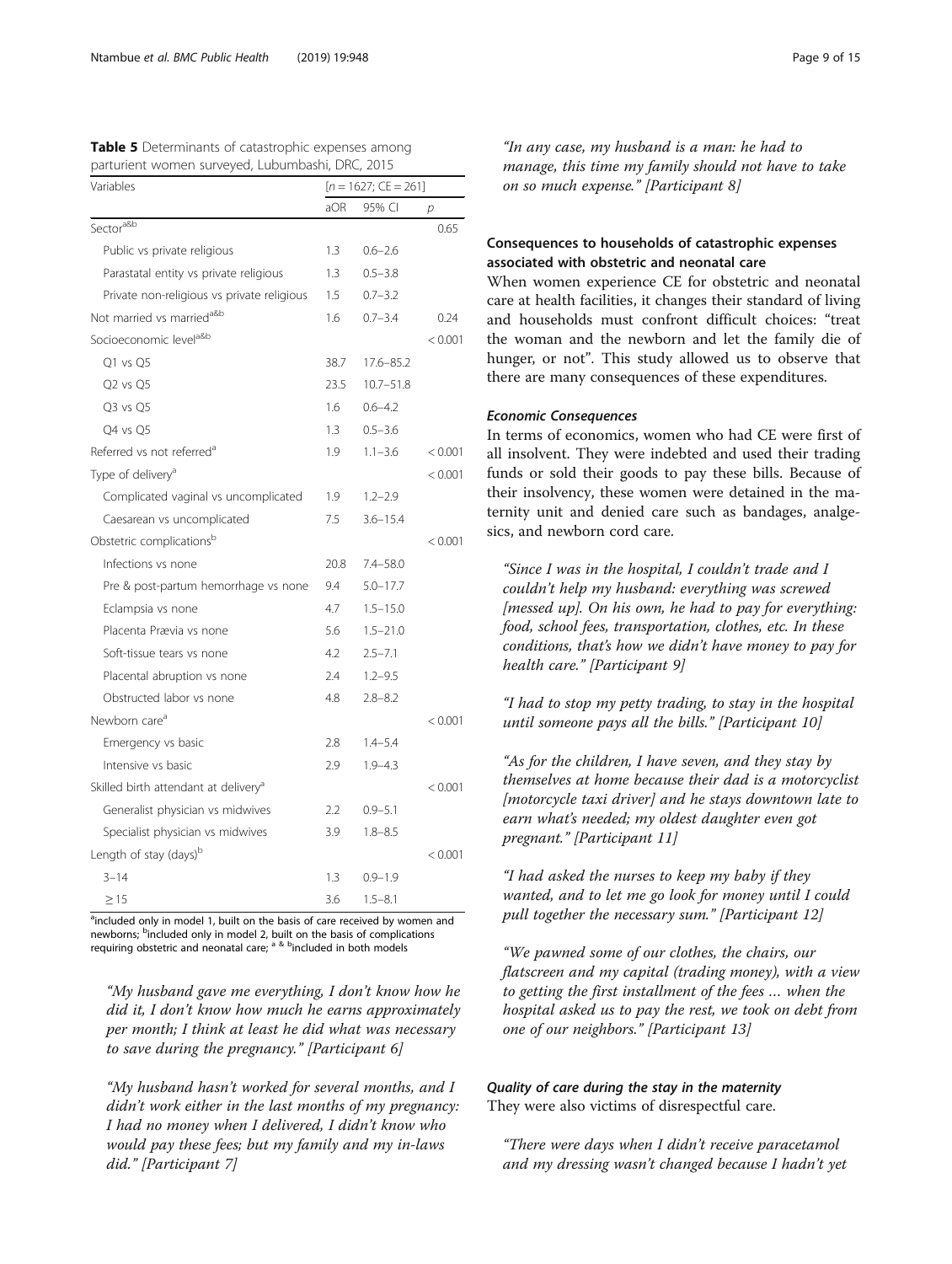**Table 5** Determinants of catastrophic expenses among parturient women surveyed, Lubumbashi, DRC, 2015

| Variables | [n = 1627; CE = 261] | | |
|---|---|---|---|
| | aOR | 95% CI | p |
| Sector[a&b] | | | 0.65 |
| Public vs private religious | 1.3 | 0.6–2.6 | |
| Parastatal entity vs private religious | 1.3 | 0.5–3.8 | |
| Private non-religious vs private religious | 1.5 | 0.7–3.2 | |
| Not married vs married[a&b] | 1.6 | 0.7–3.4 | 0.24 |
| Socioeconomic level[a&b] | | | < 0.001 |
| Q1 vs Q5 | 38.7 | 17.6–85.2 | |
| Q2 vs Q5 | 23.5 | 10.7–51.8 | |
| Q3 vs Q5 | 1.6 | 0.6–4.2 | |
| Q4 vs Q5 | 1.3 | 0.5–3.6 | |
| Referred vs not referred[a] | 1.9 | 1.1–3.6 | < 0.001 |
| Type of delivery[a] | | | < 0.001 |
| Complicated vaginal vs uncomplicated | 1.9 | 1.2–2.9 | |
| Caesarean vs uncomplicated | 7.5 | 3.6–15.4 | |
| Obstetric complications[b] | | | < 0.001 |
| Infections vs none | 20.8 | 7.4–58.0 | |
| Pre & post-partum hemorrhage vs none | 9.4 | 5.0–17.7 | |
| Eclampsia vs none | 4.7 | 1.5–15.0 | |
| Placenta Prævia vs none | 5.6 | 1.5–21.0 | |
| Soft-tissue tears vs none | 4.2 | 2.5–7.1 | |
| Placental abruption vs none | 2.4 | 1.2–9.5 | |
| Obstructed labor vs none | 4.8 | 2.8–8.2 | |
| Newborn care[a] | | | < 0.001 |
| Emergency vs basic | 2.8 | 1.4–5.4 | |
| Intensive vs basic | 2.9 | 1.9–4.3 | |
| Skilled birth attendant at delivery[a] | | | < 0.001 |
| Generalist physician vs midwives | 2.2 | 0.9–5.1 | |
| Specialist physician vs midwives | 3.9 | 1.8–8.5 | |
| Length of stay (days)[b] | | | < 0.001 |
| 3–14 | 1.3 | 0.9–1.9 | |
| ≥ 15 | 3.6 | 1.5–8.1 | |

[a]included only in model 1, built on the basis of care received by women and newborns; [b]included only in model 2, built on the basis of complications requiring obstetric and neonatal care; [a & b]included in both models

> "My husband gave me everything, I don't know how he did it, I don't know how much he earns approximately per month; I think at least he did what was necessary to save during the pregnancy." [Participant 6]

> "My husband hasn't worked for several months, and I didn't work either in the last months of my pregnancy: I had no money when I delivered, I didn't know who would pay these fees; but my family and my in-laws did." [Participant 7]

> "In any case, my husband is a man: he had to manage, this time my family should not have to take on so much expense." [Participant 8]

## Consequences to households of catastrophic expenses associated with obstetric and neonatal care

When women experience CE for obstetric and neonatal care at health facilities, it changes their standard of living and households must confront difficult choices: "treat the woman and the newborn and let the family die of hunger, or not". This study allowed us to observe that there are many consequences of these expenditures.

### *Economic Consequences*

In terms of economics, women who had CE were first of all insolvent. They were indebted and used their trading funds or sold their goods to pay these bills. Because of their insolvency, these women were detained in the maternity unit and denied care such as bandages, analgesics, and newborn cord care.

> "Since I was in the hospital, I couldn't trade and I couldn't help my husband: everything was screwed [messed up]. On his own, he had to pay for everything: food, school fees, transportation, clothes, etc. In these conditions, that's how we didn't have money to pay for health care." [Participant 9]

> "I had to stop my petty trading, to stay in the hospital until someone pays all the bills." [Participant 10]

> "As for the children, I have seven, and they stay by themselves at home because their dad is a motorcyclist [motorcycle taxi driver] and he stays downtown late to earn what's needed; my oldest daughter even got pregnant." [Participant 11]

> "I had asked the nurses to keep my baby if they wanted, and to let me go look for money until I could pull together the necessary sum." [Participant 12]

> "We pawned some of our clothes, the chairs, our flatscreen and my capital (trading money), with a view to getting the first installment of the fees … when the hospital asked us to pay the rest, we took on debt from one of our neighbors." [Participant 13]

### *Quality of care during the stay in the maternity*

They were also victims of disrespectful care.

> "There were days when I didn't receive paracetamol and my dressing wasn't changed because I hadn't yet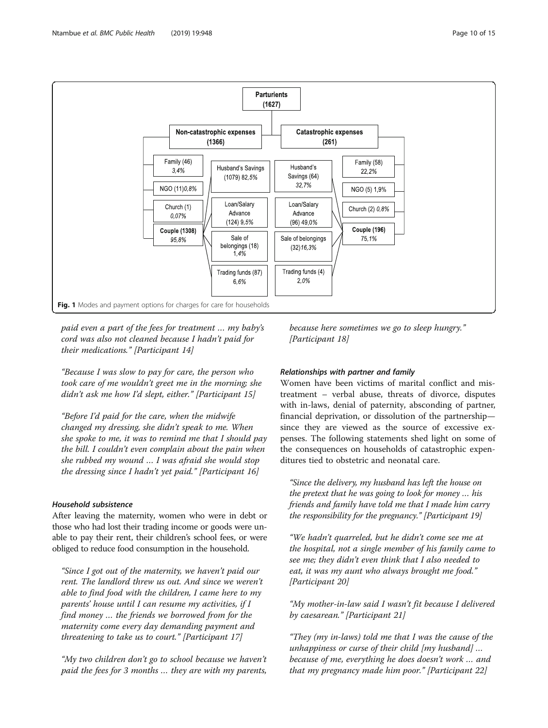Parturients
(1627)

Non-catastrophic expenses
(1366)

Catastrophic expenses
(261)

Family (46)
3,4%

NGO (11) 0,8%

Church (1)
0,07%

Couple (1308)
95,8%

Husband's Savings
(1079) 82,5%

Loan/Salary
Advance
(124) 9,5%

Sale of
belongings (18)
1,4%

Trading funds (87)
6,6%

Husband's
Savings (64)
32,7%

Loan/Salary
Advance
(96) 49,0%

Sale of belongings
(32)16,3%

Trading funds (4)
2,0%

Family (58)
22,2%

NGO (5) 1,9%

Church (2) 0,8%

Couple (196)
75,1%

**Fig. 1** Modes and payment options for charges for care for households

*paid even a part of the fees for treatment … my baby's cord was also not cleaned because I hadn't paid for their medications."* [Participant 14]

*"Because I was slow to pay for care, the person who took care of me wouldn't greet me in the morning; she didn't ask me how I'd slept, either."* [Participant 15]

*"Before I'd paid for the care, when the midwife changed my dressing, she didn't speak to me. When she spoke to me, it was to remind me that I should pay the bill. I couldn't even complain about the pain when she rubbed my wound … I was afraid she would stop the dressing since I hadn't yet paid."* [Participant 16]

#### Household subsistence

After leaving the maternity, women who were in debt or those who had lost their trading income or goods were unable to pay their rent, their children's school fees, or were obliged to reduce food consumption in the household.

*"Since I got out of the maternity, we haven't paid our rent. The landlord threw us out. And since we weren't able to find food with the children, I came here to my parents' house until I can resume my activities, if I find money … the friends we borrowed from for the maternity come every day demanding payment and threatening to take us to court."* [Participant 17]

*"My two children don't go to school because we haven't paid the fees for 3 months … they are with my parents, because here sometimes we go to sleep hungry."* [Participant 18]

#### Relationships with partner and family

Women have been victims of marital conflict and mistreatment – verbal abuse, threats of divorce, disputes with in-laws, denial of paternity, absconding of partner, financial deprivation, or dissolution of the partnership—since they are viewed as the source of excessive expenses. The following statements shed light on some of the consequences on households of catastrophic expenditures tied to obstetric and neonatal care.

*"Since the delivery, my husband has left the house on the pretext that he was going to look for money … his friends and family have told me that I made him carry the responsibility for the pregnancy."* [Participant 19]

*"We hadn't quarreled, but he didn't come see me at the hospital, not a single member of his family came to see me; they didn't even think that I also needed to eat, it was my aunt who always brought me food."* [Participant 20]

*"My mother-in-law said I wasn't fit because I delivered by caesarean."* [Participant 21]

*"They (my in-laws) told me that I was the cause of the unhappiness or curse of their child [my husband] … because of me, everything he does doesn't work … and that my pregnancy made him poor."* [Participant 22]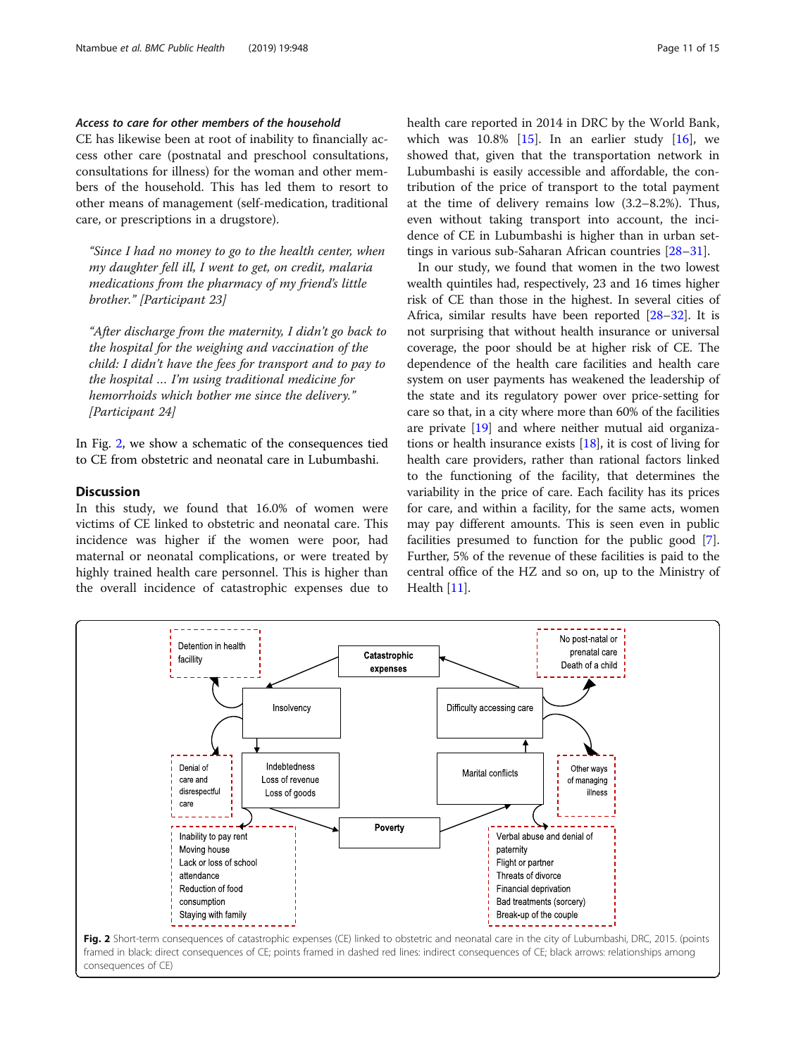### *Access to care for other members of the household*

CE has likewise been at root of inability to financially access other care (postnatal and preschool consultations, consultations for illness) for the woman and other members of the household. This has led them to resort to other means of management (self-medication, traditional care, or prescriptions in a drugstore).

> *"Since I had no money to go to the health center, when my daughter fell ill, I went to get, on credit, malaria medications from the pharmacy of my friend's little brother." [Participant 23]*

> *"After discharge from the maternity, I didn't go back to the hospital for the weighing and vaccination of the child: I didn't have the fees for transport and to pay to the hospital ... I'm using traditional medicine for hemorrhoids which bother me since the delivery." [Participant 24]*

In Fig. 2, we show a schematic of the consequences tied to CE from obstetric and neonatal care in Lubumbashi.

## Discussion

In this study, we found that 16.0% of women were victims of CE linked to obstetric and neonatal care. This incidence was higher if the women were poor, had maternal or neonatal complications, or were treated by highly trained health care personnel. This is higher than the overall incidence of catastrophic expenses due to health care reported in 2014 in DRC by the World Bank, which was 10.8% [15]. In an earlier study [16], we showed that, given that the transportation network in Lubumbashi is easily accessible and affordable, the contribution of the price of transport to the total payment at the time of delivery remains low (3.2–8.2%). Thus, even without taking transport into account, the incidence of CE in Lubumbashi is higher than in urban settings in various sub-Saharan African countries [28–31].

In our study, we found that women in the two lowest wealth quintiles had, respectively, 23 and 16 times higher risk of CE than those in the highest. In several cities of Africa, similar results have been reported [28–32]. It is not surprising that without health insurance or universal coverage, the poor should be at higher risk of CE. The dependence of the health care facilities and health care system on user payments has weakened the leadership of the state and its regulatory power over price-setting for care so that, in a city where more than 60% of the facilities are private [19] and where neither mutual aid organizations or health insurance exists [18], it is cost of living for health care providers, rather than rational factors linked to the functioning of the facility, that determines the variability in the price of care. Each facility has its prices for care, and within a facility, for the same acts, women may pay different amounts. This is seen even in public facilities presumed to function for the public good [7]. Further, 5% of the revenue of these facilities is paid to the central office of the HZ and so on, up to the Ministry of Health [11].

**Fig. 2** Short-term consequences of catastrophic expenses (CE) linked to obstetric and neonatal care in the city of Lubumbashi, DRC, 2015. (points framed in black: direct consequences of CE; points framed in dashed red lines: indirect consequences of CE; black arrows: relationships among consequences of CE)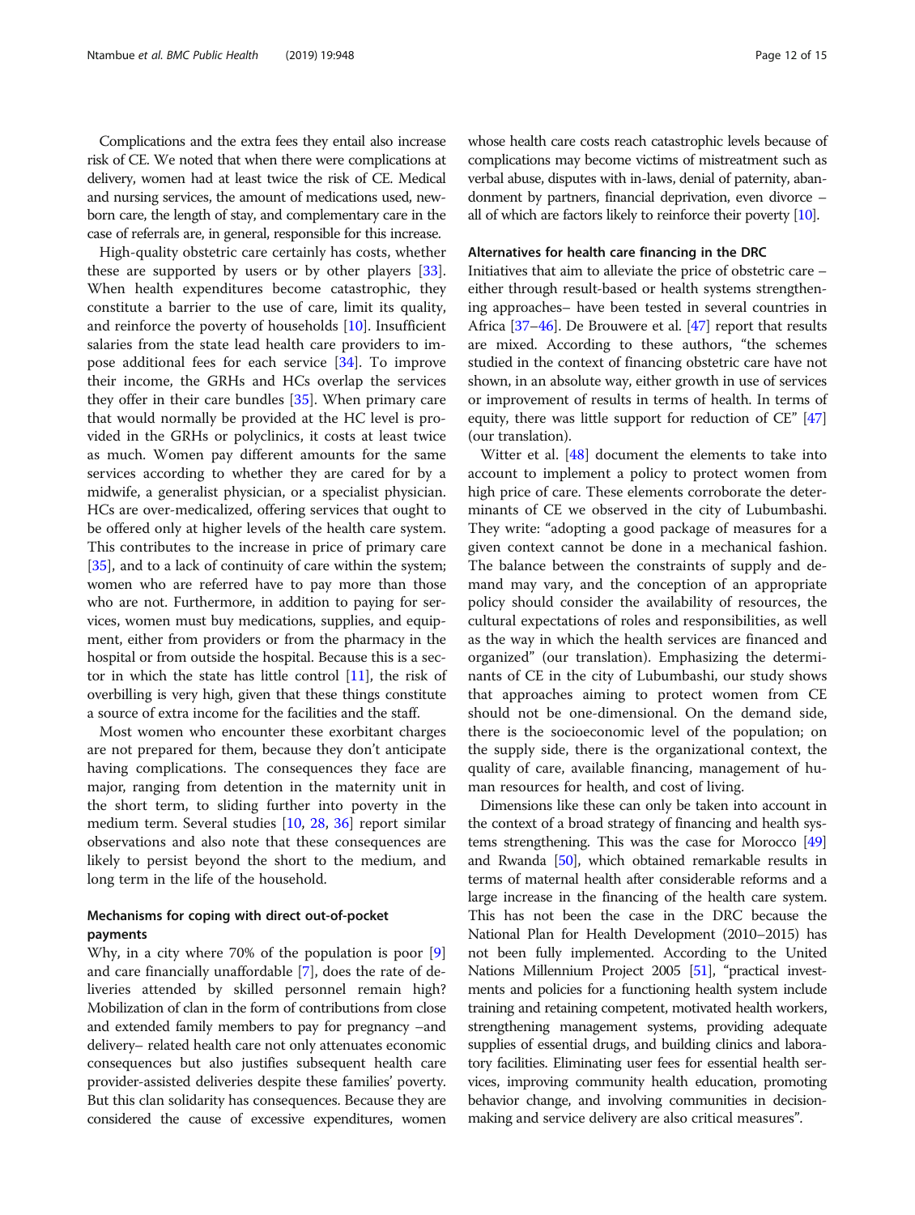Complications and the extra fees they entail also increase risk of CE. We noted that when there were complications at delivery, women had at least twice the risk of CE. Medical and nursing services, the amount of medications used, newborn care, the length of stay, and complementary care in the case of referrals are, in general, responsible for this increase.

High-quality obstetric care certainly has costs, whether these are supported by users or by other players [33]. When health expenditures become catastrophic, they constitute a barrier to the use of care, limit its quality, and reinforce the poverty of households [10]. Insufficient salaries from the state lead health care providers to impose additional fees for each service [34]. To improve their income, the GRHs and HCs overlap the services they offer in their care bundles [35]. When primary care that would normally be provided at the HC level is provided in the GRHs or polyclinics, it costs at least twice as much. Women pay different amounts for the same services according to whether they are cared for by a midwife, a generalist physician, or a specialist physician. HCs are over-medicalized, offering services that ought to be offered only at higher levels of the health care system. This contributes to the increase in price of primary care [35], and to a lack of continuity of care within the system; women who are referred have to pay more than those who are not. Furthermore, in addition to paying for services, women must buy medications, supplies, and equipment, either from providers or from the pharmacy in the hospital or from outside the hospital. Because this is a sector in which the state has little control [11], the risk of overbilling is very high, given that these things constitute a source of extra income for the facilities and the staff.

Most women who encounter these exorbitant charges are not prepared for them, because they don't anticipate having complications. The consequences they face are major, ranging from detention in the maternity unit in the short term, to sliding further into poverty in the medium term. Several studies [10, 28, 36] report similar observations and also note that these consequences are likely to persist beyond the short to the medium, and long term in the life of the household.

### Mechanisms for coping with direct out-of-pocket payments

Why, in a city where 70% of the population is poor [9] and care financially unaffordable [7], does the rate of deliveries attended by skilled personnel remain high? Mobilization of clan in the form of contributions from close and extended family members to pay for pregnancy –and delivery– related health care not only attenuates economic consequences but also justifies subsequent health care provider-assisted deliveries despite these families' poverty. But this clan solidarity has consequences. Because they are considered the cause of excessive expenditures, women whose health care costs reach catastrophic levels because of complications may become victims of mistreatment such as verbal abuse, disputes with in-laws, denial of paternity, abandonment by partners, financial deprivation, even divorce – all of which are factors likely to reinforce their poverty [10].

### Alternatives for health care financing in the DRC

Initiatives that aim to alleviate the price of obstetric care – either through result-based or health systems strengthening approaches– have been tested in several countries in Africa [37–46]. De Brouwere et al. [47] report that results are mixed. According to these authors, "the schemes studied in the context of financing obstetric care have not shown, in an absolute way, either growth in use of services or improvement of results in terms of health. In terms of equity, there was little support for reduction of CE" [47] (our translation).

Witter et al. [48] document the elements to take into account to implement a policy to protect women from high price of care. These elements corroborate the determinants of CE we observed in the city of Lubumbashi. They write: "adopting a good package of measures for a given context cannot be done in a mechanical fashion. The balance between the constraints of supply and demand may vary, and the conception of an appropriate policy should consider the availability of resources, the cultural expectations of roles and responsibilities, as well as the way in which the health services are financed and organized" (our translation). Emphasizing the determinants of CE in the city of Lubumbashi, our study shows that approaches aiming to protect women from CE should not be one-dimensional. On the demand side, there is the socioeconomic level of the population; on the supply side, there is the organizational context, the quality of care, available financing, management of human resources for health, and cost of living.

Dimensions like these can only be taken into account in the context of a broad strategy of financing and health systems strengthening. This was the case for Morocco [49] and Rwanda [50], which obtained remarkable results in terms of maternal health after considerable reforms and a large increase in the financing of the health care system. This has not been the case in the DRC because the National Plan for Health Development (2010–2015) has not been fully implemented. According to the United Nations Millennium Project 2005 [51], "practical investments and policies for a functioning health system include training and retaining competent, motivated health workers, strengthening management systems, providing adequate supplies of essential drugs, and building clinics and laboratory facilities. Eliminating user fees for essential health services, improving community health education, promoting behavior change, and involving communities in decision-making and service delivery are also critical measures".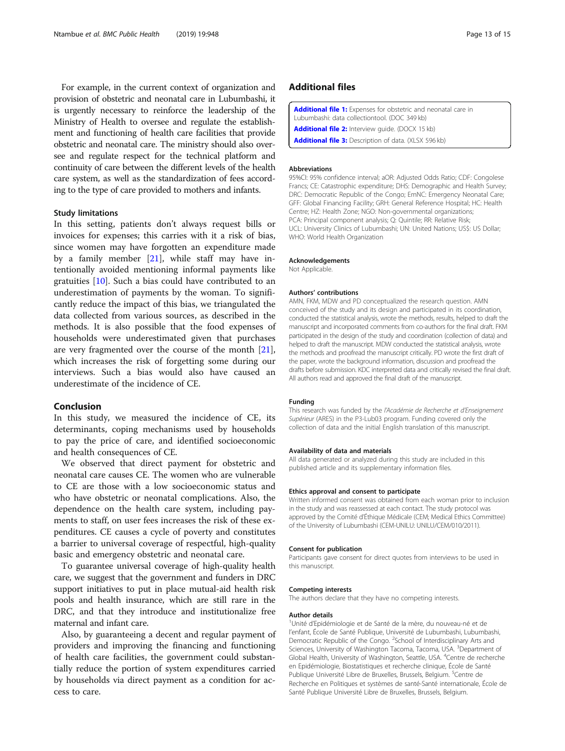For example, in the current context of organization and provision of obstetric and neonatal care in Lubumbashi, it is urgently necessary to reinforce the leadership of the Ministry of Health to oversee and regulate the establishment and functioning of health care facilities that provide obstetric and neonatal care. The ministry should also oversee and regulate respect for the technical platform and continuity of care between the different levels of the health care system, as well as the standardization of fees according to the type of care provided to mothers and infants.

### Study limitations

In this setting, patients don't always request bills or invoices for expenses; this carries with it a risk of bias, since women may have forgotten an expenditure made by a family member [21], while staff may have intentionally avoided mentioning informal payments like gratuities [10]. Such a bias could have contributed to an underestimation of payments by the woman. To significantly reduce the impact of this bias, we triangulated the data collected from various sources, as described in the methods. It is also possible that the food expenses of households were underestimated given that purchases are very fragmented over the course of the month [21], which increases the risk of forgetting some during our interviews. Such a bias would also have caused an underestimate of the incidence of CE.

## Conclusion

In this study, we measured the incidence of CE, its determinants, coping mechanisms used by households to pay the price of care, and identified socioeconomic and health consequences of CE.

We observed that direct payment for obstetric and neonatal care causes CE. The women who are vulnerable to CE are those with a low socioeconomic status and who have obstetric or neonatal complications. Also, the dependence on the health care system, including payments to staff, on user fees increases the risk of these expenditures. CE causes a cycle of poverty and constitutes a barrier to universal coverage of respectful, high-quality basic and emergency obstetric and neonatal care.

To guarantee universal coverage of high-quality health care, we suggest that the government and funders in DRC support initiatives to put in place mutual-aid health risk pools and health insurance, which are still rare in the DRC, and that they introduce and institutionalize free maternal and infant care.

Also, by guaranteeing a decent and regular payment of providers and improving the financing and functioning of health care facilities, the government could substantially reduce the portion of system expenditures carried by households via direct payment as a condition for access to care.

## Additional files

**Additional file 1:** Expenses for obstetric and neonatal care in Lubumbashi: data collectiontool. (DOC 349 kb)
**Additional file 2:** Interview guide. (DOCX 15 kb)
**Additional file 3:** Description of data. (XLSX 596 kb)

### Abbreviations

95%CI: 95% confidence interval; aOR: Adjusted Odds Ratio; CDF: Congolese Francs; CE: Catastrophic expenditure; DHS: Demographic and Health Survey; DRC: Democratic Republic of the Congo; EmNC: Emergency Neonatal Care; GFF: Global Financing Facility; GRH: General Reference Hospital; HC: Health Centre; HZ: Health Zone; NGO: Non-governmental organizations; PCA: Principal component analysis; Q: Quintile; RR: Relative Risk; UCL: University Clinics of Lubumbashi; UN: United Nations; US$: US Dollar; WHO: World Health Organization

### Acknowledgements

Not Applicable.

### Authors' contributions

AMN, FKM, MDW and PD conceptualized the research question. AMN conceived of the study and its design and participated in its coordination, conducted the statistical analysis, wrote the methods, results, helped to draft the manuscript and incorporated comments from co-authors for the final draft. FKM participated in the design of the study and coordination (collection of data) and helped to draft the manuscript. MDW conducted the statistical analysis, wrote the methods and proofread the manuscript critically. PD wrote the first draft of the paper, wrote the background information, discussion and proofread the drafts before submission. KDC interpreted data and critically revised the final draft. All authors read and approved the final draft of the manuscript.

### Funding

This research was funded by the *l'Académie de Recherche et d'Enseignement Supérieur* (ARES) in the P3-Lub03 program. Funding covered only the collection of data and the initial English translation of this manuscript.

### Availability of data and materials

All data generated or analyzed during this study are included in this published article and its supplementary information files.

### Ethics approval and consent to participate

Written informed consent was obtained from each woman prior to inclusion in the study and was reassessed at each contact. The study protocol was approved by the Comité d'Éthique Médicale (CEM; Medical Ethics Committee) of the University of Lubumbashi (CEM-UNILU: UNILU/CEM/010/2011).

### Consent for publication

Participants gave consent for direct quotes from interviews to be used in this manuscript.

### Competing interests

The authors declare that they have no competing interests.

### Author details

[1]Unité d'Epidémiologie et de Santé de la mère, du nouveau-né et de l'enfant, École de Santé Publique, Université de Lubumbashi, Lubumbashi, Democratic Republic of the Congo. [2]School of Interdisciplinary Arts and Sciences, University of Washington Tacoma, Tacoma, USA. [3]Department of Global Health, University of Washington, Seattle, USA. [4]Centre de recherche en Epidémiologie, Biostatistiques et recherche clinique, École de Santé Publique Université Libre de Bruxelles, Brussels, Belgium. [5]Centre de Recherche en Politiques et systèmes de santé-Santé internationale, École de Santé Publique Université Libre de Bruxelles, Brussels, Belgium.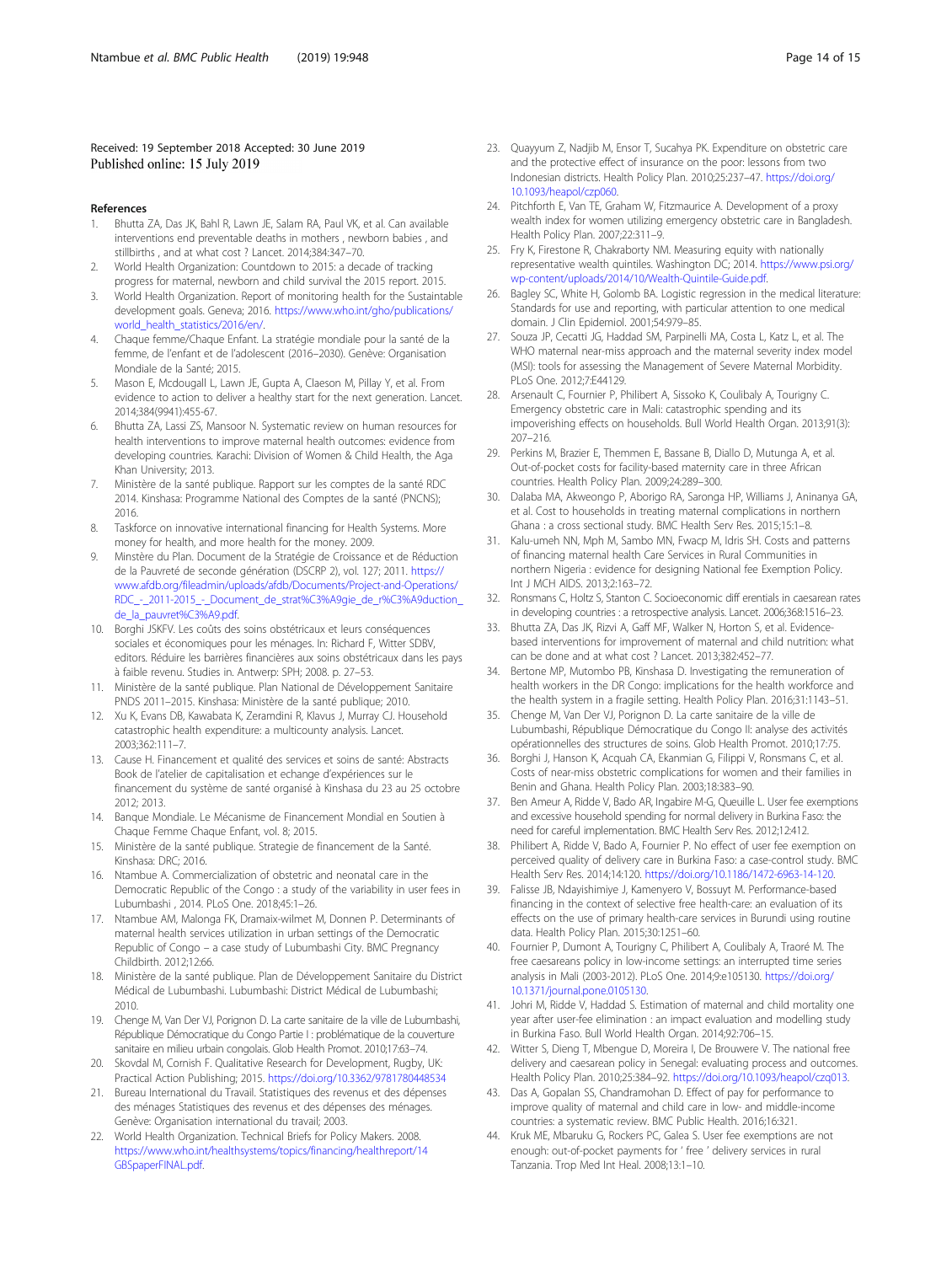Received: 19 September 2018 Accepted: 30 June 2019
Published online: 15 July 2019

## References

1. Bhutta ZA, Das JK, Bahl R, Lawn JE, Salam RA, Paul VK, et al. Can available interventions end preventable deaths in mothers , newborn babies , and stillbirths , and at what cost ? Lancet. 2014;384:347–70.
2. World Health Organization: Countdown to 2015: a decade of tracking progress for maternal, newborn and child survival the 2015 report. 2015.
3. World Health Organization. Report of monitoring health for the Sustainable development goals. Geneva; 2016. https://www.who.int/gho/publications/world_health_statistics/2016/en/.
4. Chaque femme/Chaque Enfant. La stratégie mondiale pour la santé de la femme, de l'enfant et de l'adolescent (2016–2030). Genève: Organisation Mondiale de la Santé; 2015.
5. Mason E, Mcdougall L, Lawn JE, Gupta A, Claeson M, Pillay Y, et al. From evidence to action to deliver a healthy start for the next generation. Lancet. 2014;384(9941):455-67.
6. Bhutta ZA, Lassi ZS, Mansoor N. Systematic review on human resources for health interventions to improve maternal health outcomes: evidence from developing countries. Karachi: Division of Women & Child Health, the Aga Khan University; 2013.
7. Ministère de la santé publique. Rapport sur les comptes de la santé RDC 2014. Kinshasa: Programme National des Comptes de la santé (PNCNS); 2016.
8. Taskforce on innovative international financing for Health Systems. More money for health, and more health for the money. 2009.
9. Minstère du Plan. Document de la Stratégie de Croissance et de Réduction de la Pauvreté de seconde génération (DSCRP 2), vol. 127; 2011. https://www.afdb.org/fileadmin/uploads/afdb/Documents/Project-and-Operations/RDC_-_2011-2015_-_Document_de_strat%C3%A9gie_de_r%C3%A9duction_de_la_pauvret%C3%A9.pdf.
10. Borghi JSKFV. Les coûts des soins obstétricaux et leurs conséquences sociales et économiques pour les ménages. In: Richard F, Witter SDBV, editors. Réduire les barrières financières aux soins obstétricaux dans les pays à faible revenu. Studies in. Antwerp: SPH; 2008. p. 27–53.
11. Ministère de la santé publique. Plan National de Développement Sanitaire PNDS 2011–2015. Kinshasa: Ministère de la santé publique; 2010.
12. Xu K, Evans DB, Kawabata K, Zeramdini R, Klavus J, Murray CJ. Household catastrophic health expenditure: a multicounty analysis. Lancet. 2003;362:111–7.
13. Cause H. Financement et qualité des services et soins de santé: Abstracts Book de l'atelier de capitalisation et echange d'expériences sur le financement du système de santé organisé à Kinshasa du 23 au 25 octobre 2012; 2013.
14. Banque Mondiale. Le Mécanisme de Financement Mondial en Soutien à Chaque Femme Chaque Enfant, vol. 8; 2015.
15. Ministère de la santé publique. Strategie de financement de la Santé. Kinshasa: DRC; 2016.
16. Ntambue A. Commercialization of obstetric and neonatal care in the Democratic Republic of the Congo : a study of the variability in user fees in Lubumbashi , 2014. PLoS One. 2018;45:1–26.
17. Ntambue AM, Malonga FK, Dramaix-wilmet M, Donnen P. Determinants of maternal health services utilization in urban settings of the Democratic Republic of Congo – a case study of Lubumbashi City. BMC Pregnancy Childbirth. 2012;12:66.
18. Ministère de la santé publique. Plan de Développement Sanitaire du District Médical de Lubumbashi. Lubumbashi: District Médical de Lubumbashi; 2010.
19. Chenge M, Van Der VJ, Porignon D. La carte sanitaire de la ville de Lubumbashi, République Démocratique du Congo Partie I : problématique de la couverture sanitaire en milieu urbain congolais. Glob Health Promot. 2010;17:63–74.
20. Skovdal M, Cornish F. Qualitative Research for Development, Rugby, UK: Practical Action Publishing; 2015. https://doi.org/10.3362/9781780448534
21. Bureau International du Travail. Statistiques des revenus et des dépenses des ménages Statistiques des revenus et des dépenses des ménages. Genève: Organisation international du travail; 2003.
22. World Health Organization. Technical Briefs for Policy Makers. 2008. https://www.who.int/healthsystems/topics/financing/healthreport/14GBSpaperFINAL.pdf.
23. Quayyum Z, Nadjib M, Ensor T, Sucahya PK. Expenditure on obstetric care and the protective effect of insurance on the poor: lessons from two Indonesian districts. Health Policy Plan. 2010;25:237–47. https://doi.org/10.1093/heapol/czp060.
24. Pitchforth E, Van TE, Graham W, Fitzmaurice A. Development of a proxy wealth index for women utilizing emergency obstetric care in Bangladesh. Health Policy Plan. 2007;22:311–9.
25. Fry K, Firestone R, Chakraborty NM. Measuring equity with nationally representative wealth quintiles. Washington DC; 2014. https://www.psi.org/wp-content/uploads/2014/10/Wealth-Quintile-Guide.pdf.
26. Bagley SC, White H, Golomb BA. Logistic regression in the medical literature: Standards for use and reporting, with particular attention to one medical domain. J Clin Epidemiol. 2001;54:979–85.
27. Souza JP, Cecatti JG, Haddad SM, Parpinelli MA, Costa L, Katz L, et al. The WHO maternal near-miss approach and the maternal severity index model (MSI): tools for assessing the Management of Severe Maternal Morbidity. PLoS One. 2012;7:E44129.
28. Arsenault C, Fournier P, Philibert A, Sissoko K, Coulibaly A, Tourigny C. Emergency obstetric care in Mali: catastrophic spending and its impoverishing effects on households. Bull World Health Organ. 2013;91(3): 207–216.
29. Perkins M, Brazier E, Themmen E, Bassane B, Diallo D, Mutunga A, et al. Out-of-pocket costs for facility-based maternity care in three African countries. Health Policy Plan. 2009;24:289–300.
30. Dalaba MA, Akweongo P, Aborigo RA, Saronga HP, Williams J, Aninanya GA, et al. Cost to households in treating maternal complications in northern Ghana : a cross sectional study. BMC Health Serv Res. 2015;15:1–8.
31. Kalu-umeh NN, Mph M, Sambo MN, Fwacp M, Idris SH. Costs and patterns of financing maternal health Care Services in Rural Communities in northern Nigeria : evidence for designing National fee Exemption Policy. Int J MCH AIDS. 2013;2:163–72.
32. Ronsmans C, Holtz S, Stanton C. Socioeconomic diff erentials in caesarean rates in developing countries : a retrospective analysis. Lancet. 2006;368:1516–23.
33. Bhutta ZA, Das JK, Rizvi A, Gaff MF, Walker N, Horton S, et al. Evidence-based interventions for improvement of maternal and child nutrition: what can be done and at what cost ? Lancet. 2013;382:452–77.
34. Bertone MP, Mutombo PB, Kinshasa D. Investigating the remuneration of health workers in the DR Congo: implications for the health workforce and the health system in a fragile setting. Health Policy Plan. 2016;31:1143–51.
35. Chenge M, Van Der VJ, Porignon D. La carte sanitaire de la ville de Lubumbashi, République Démocratique du Congo II: analyse des activités opérationnelles des structures de soins. Glob Health Promot. 2010;17:75.
36. Borghi J, Hanson K, Acquah CA, Ekanmian G, Filippi V, Ronsmans C, et al. Costs of near-miss obstetric complications for women and their families in Benin and Ghana. Health Policy Plan. 2003;18:383–90.
37. Ben Ameur A, Ridde V, Bado AR, Ingabire M-G, Queuille L. User fee exemptions and excessive household spending for normal delivery in Burkina Faso: the need for careful implementation. BMC Health Serv Res. 2012;12:412.
38. Philibert A, Ridde V, Bado A, Fournier P. No effect of user fee exemption on perceived quality of delivery care in Burkina Faso: a case-control study. BMC Health Serv Res. 2014;14:120. https://doi.org/10.1186/1472-6963-14-120.
39. Falisse JB, Ndayishimiye J, Kamenyero V, Bossuyt M. Performance-based financing in the context of selective free health-care: an evaluation of its effects on the use of primary health-care services in Burundi using routine data. Health Policy Plan. 2015;30:1251–60.
40. Fournier P, Dumont A, Tourigny C, Philibert A, Coulibaly A, Traoré M. The free caesareans policy in low-income settings: an interrupted time series analysis in Mali (2003-2012). PLoS One. 2014;9:e105130. https://doi.org/10.1371/journal.pone.0105130.
41. Johri M, Ridde V, Haddad S. Estimation of maternal and child mortality one year after user-fee elimination : an impact evaluation and modelling study in Burkina Faso. Bull World Health Organ. 2014;92:706–15.
42. Witter S, Dieng T, Mbengue D, Moreira I, De Brouwere V. The national free delivery and caesarean policy in Senegal: evaluating process and outcomes. Health Policy Plan. 2010;25:384–92. https://doi.org/10.1093/heapol/czq013.
43. Das A, Gopalan SS, Chandramohan D. Effect of pay for performance to improve quality of maternal and child care in low- and middle-income countries: a systematic review. BMC Public Health. 2016;16:321.
44. Kruk ME, Mbaruku G, Rockers PC, Galea S. User fee exemptions are not enough: out-of-pocket payments for ' free ' delivery services in rural Tanzania. Trop Med Int Heal. 2008;13:1–10.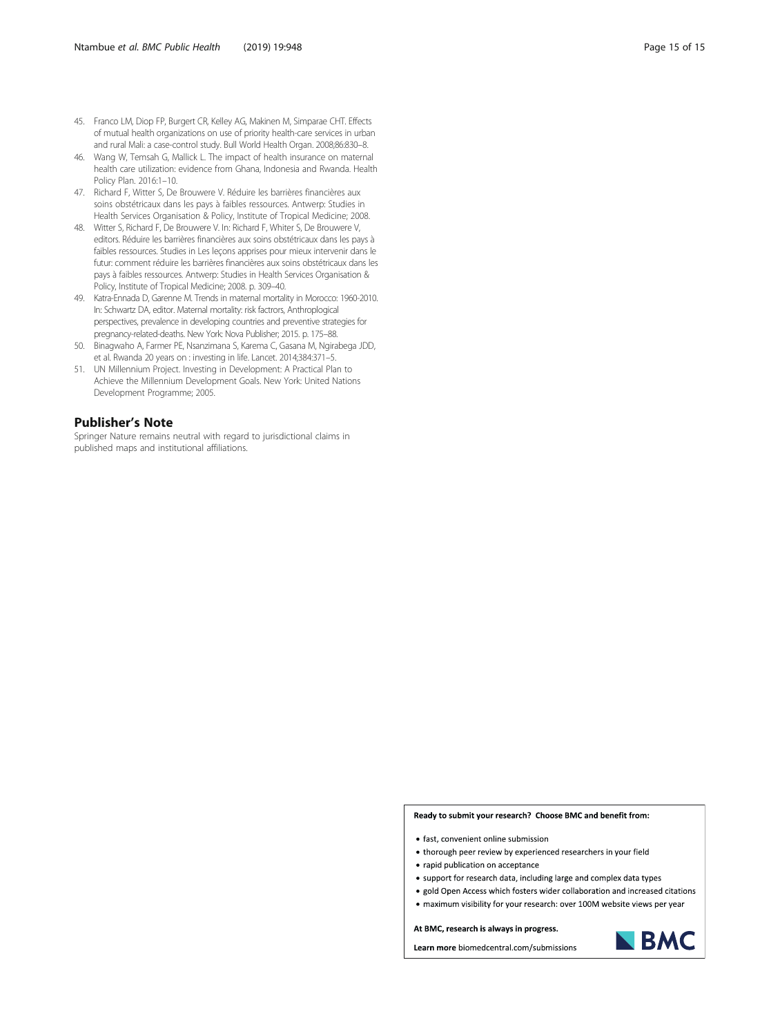45. Franco LM, Diop FP, Burgert CR, Kelley AG, Makinen M, Simparae CHT. Effects of mutual health organizations on use of priority health-care services in urban and rural Mali: a case-control study. Bull World Health Organ. 2008;86:830–8.
46. Wang W, Temsah G, Mallick L. The impact of health insurance on maternal health care utilization: evidence from Ghana, Indonesia and Rwanda. Health Policy Plan. 2016:1–10.
47. Richard F, Witter S, De Brouwere V. Réduire les barrières financières aux soins obstétricaux dans les pays à faibles ressources. Antwerp: Studies in Health Services Organisation & Policy, Institute of Tropical Medicine; 2008.
48. Witter S, Richard F, De Brouwere V. In: Richard F, Whiter S, De Brouwere V, editors. Réduire les barrières financières aux soins obstétricaux dans les pays à faibles ressources. Studies in Les leçons apprises pour mieux intervenir dans le futur: comment réduire les barrières financières aux soins obstétricaux dans les pays à faibles ressources. Antwerp: Studies in Health Services Organisation & Policy, Institute of Tropical Medicine; 2008. p. 309–40.
49. Katra-Ennada D, Garenne M. Trends in maternal mortality in Morocco: 1960-2010. In: Schwartz DA, editor. Maternal mortality: risk factors, Anthroplogical perspectives, prevalence in developing countries and preventive strategies for pregnancy-related-deaths. New York: Nova Publisher; 2015. p. 175–88.
50. Binagwaho A, Farmer PE, Nsanzimana S, Karema C, Gasana M, Ngirabega JDD, et al. Rwanda 20 years on : investing in life. Lancet. 2014;384:371–5.
51. UN Millennium Project. Investing in Development: A Practical Plan to Achieve the Millennium Development Goals. New York: United Nations Development Programme; 2005.

## Publisher's Note

Springer Nature remains neutral with regard to jurisdictional claims in published maps and institutional affiliations.

**Ready to submit your research? Choose BMC and benefit from:**

- fast, convenient online submission
- thorough peer review by experienced researchers in your field
- rapid publication on acceptance
- support for research data, including large and complex data types
- gold Open Access which fosters wider collaboration and increased citations
- maximum visibility for your research: over 100M website views per year

**At BMC, research is always in progress.**

**Learn more** biomedcentral.com/submissions

BMC